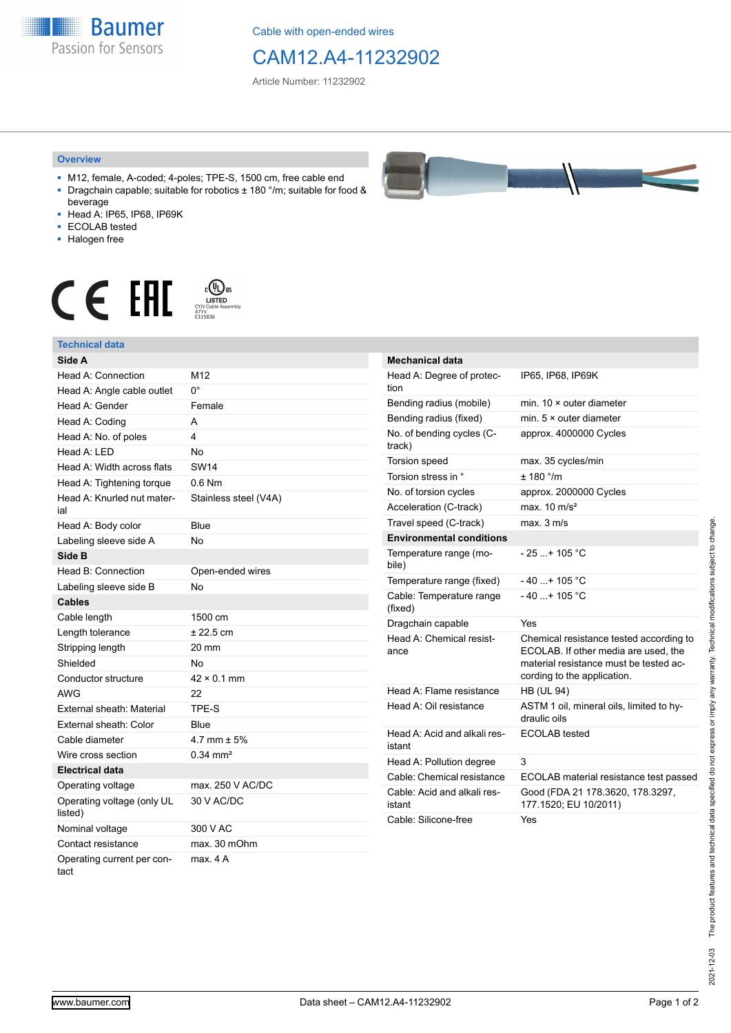Cable with open-ended wires

# CAM12.A4-11232902

Article Number: 11232902

## Overview

- M12, female, A-coded; 4-poles; TPE-S, 1500 cm, free cable end
- Dragchain capable; suitable for robotics ± 180 °/m; suitable for food & beverage
- Head A: IP65, IP68, IP69K
- ECOLAB tested
- Halogen free

## Technical data

| Side A | |
|---|---|
| Head A: Connection | M12 |
| Head A: Angle cable outlet | 0° |
| Head A: Gender | Female |
| Head A: Coding | A |
| Head A: No. of poles | 4 |
| Head A: LED | No |
| Head A: Width across flats | SW14 |
| Head A: Tightening torque | 0.6 Nm |
| Head A: Knurled nut material | Stainless steel (V4A) |
| Head A: Body color | Blue |
| Labeling sleeve side A | No |
| **Side B** | |
| Head B: Connection | Open-ended wires |
| Labeling sleeve side B | No |
| **Cables** | |
| Cable length | 1500 cm |
| Length tolerance | ± 22.5 cm |
| Stripping length | 20 mm |
| Shielded | No |
| Conductor structure | 42 × 0.1 mm |
| AWG | 22 |
| External sheath: Material | TPE-S |
| External sheath: Color | Blue |
| Cable diameter | 4.7 mm ± 5% |
| Wire cross section | 0.34 mm² |
| **Electrical data** | |
| Operating voltage | max. 250 V AC/DC |
| Operating voltage (only UL listed) | 30 V AC/DC |
| Nominal voltage | 300 V AC |
| Contact resistance | max. 30 mOhm |
| Operating current per contact | max. 4 A |

| Mechanical data | |
|---|---|
| Head A: Degree of protection | IP65, IP68, IP69K |
| Bending radius (mobile) | min. 10 × outer diameter |
| Bending radius (fixed) | min. 5 × outer diameter |
| No. of bending cycles (C-track) | approx. 4000000 Cycles |
| Torsion speed | max. 35 cycles/min |
| Torsion stress in ° | ± 180 °/m |
| No. of torsion cycles | approx. 2000000 Cycles |
| Acceleration (C-track) | max. 10 m/s² |
| Travel speed (C-track) | max. 3 m/s |
| **Environmental conditions** | |
| Temperature range (mobile) | - 25 ...+ 105 °C |
| Temperature range (fixed) | - 40 ...+ 105 °C |
| Cable: Temperature range (fixed) | - 40 ...+ 105 °C |
| Dragchain capable | Yes |
| Head A: Chemical resistance | Chemical resistance tested according to ECOLAB. If other media are used, the material resistance must be tested according to the application. |
| Head A: Flame resistance | HB (UL 94) |
| Head A: Oil resistance | ASTM 1 oil, mineral oils, limited to hydraulic oils |
| Head A: Acid and alkali resistant | ECOLAB tested |
| Head A: Pollution degree | 3 |
| Cable: Chemical resistance | ECOLAB material resistance test passed |
| Cable: Acid and alkali resistant | Good (FDA 21 178.3620, 178.3297, 177.1520; EU 10/2011) |
| Cable: Silicone-free | Yes |

2021-12-03 The product features and technical data specified do not express or imply any warranty. Technical modifications subject to change.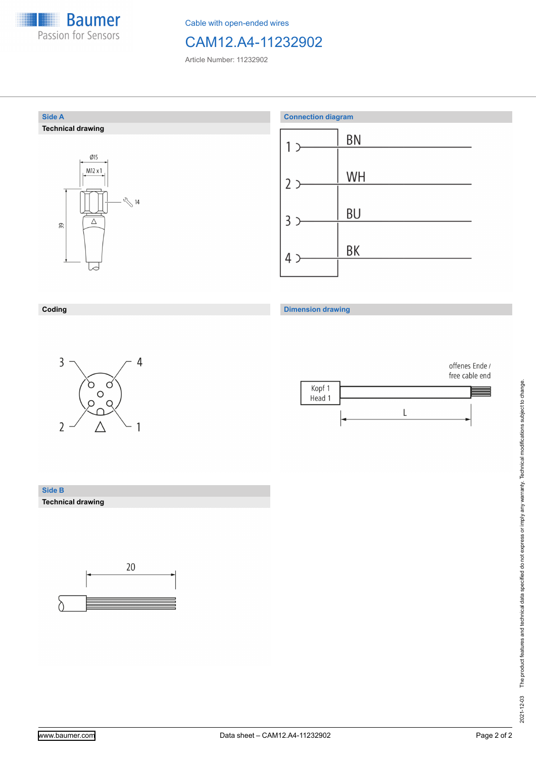Cable with open-ended wires

# CAM12.A4-11232902

Article Number: 11232902

## Side A

### Technical drawing

Ø15

M12 x 1

14

39

## Connection diagram

1 BN

2 WH

3 BU

4 BK

### Coding

3 4

2 1

## Dimension drawing

offenes Ende / free cable end

Kopf 1 Head 1

L

## Side B

### Technical drawing

20

2021-12-03 The product features and technical data specified do not express or imply any warranty. Technical modifications subject to change.

www.baumer.com

Data sheet – CAM12.A4-11232902